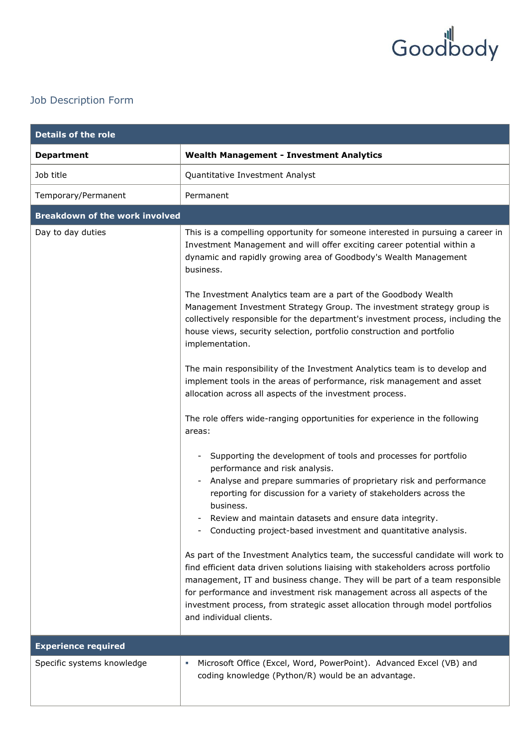Goodbody

## Job Description Form

| Details of the role | |
|---|---|
| **Department** | **Wealth Management - Investment Analytics** |
| Job title | Quantitative Investment Analyst |
| Temporary/Permanent | Permanent |
| **Breakdown of the work involved** | |
| Day to day duties | This is a compelling opportunity for someone interested in pursuing a career in Investment Management and will offer exciting career potential within a dynamic and rapidly growing area of Goodbody's Wealth Management business.<br><br>The Investment Analytics team are a part of the Goodbody Wealth Management Investment Strategy Group. The investment strategy group is collectively responsible for the department's investment process, including the house views, security selection, portfolio construction and portfolio implementation.<br><br>The main responsibility of the Investment Analytics team is to develop and implement tools in the areas of performance, risk management and asset allocation across all aspects of the investment process.<br><br>The role offers wide-ranging opportunities for experience in the following areas:<br><br>- Supporting the development of tools and processes for portfolio performance and risk analysis.<br>- Analyse and prepare summaries of proprietary risk and performance reporting for discussion for a variety of stakeholders across the business.<br>- Review and maintain datasets and ensure data integrity.<br>- Conducting project-based investment and quantitative analysis.<br><br>As part of the Investment Analytics team, the successful candidate will work to find efficient data driven solutions liaising with stakeholders across portfolio management, IT and business change. They will be part of a team responsible for performance and investment risk management across all aspects of the investment process, from strategic asset allocation through model portfolios and individual clients. |
| **Experience required** | |
| Specific systems knowledge | ▪ Microsoft Office (Excel, Word, PowerPoint). Advanced Excel (VB) and coding knowledge (Python/R) would be an advantage. |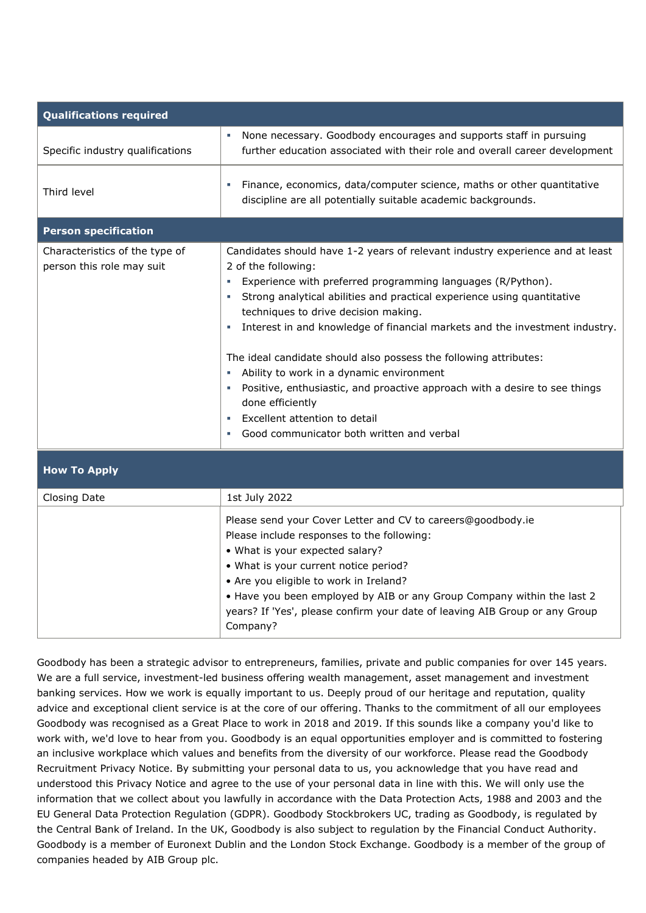| Qualifications required | |
|---|---|
| Specific industry qualifications | ▪ None necessary. Goodbody encourages and supports staff in pursuing further education associated with their role and overall career development |
| Third level | ▪ Finance, economics, data/computer science, maths or other quantitative discipline are all potentially suitable academic backgrounds. |
| **Person specification** | |
| Characteristics of the type of person this role may suit | Candidates should have 1-2 years of relevant industry experience and at least 2 of the following:<br>▪ Experience with preferred programming languages (R/Python).<br>▪ Strong analytical abilities and practical experience using quantitative techniques to drive decision making.<br>▪ Interest in and knowledge of financial markets and the investment industry.<br><br>The ideal candidate should also possess the following attributes:<br>▪ Ability to work in a dynamic environment<br>▪ Positive, enthusiastic, and proactive approach with a desire to see things done efficiently<br>▪ Excellent attention to detail<br>▪ Good communicator both written and verbal |

| How To Apply | |
|---|---|
| Closing Date | 1st July 2022 |
| | Please send your Cover Letter and CV to careers@goodbody.ie<br>Please include responses to the following:<br>• What is your expected salary?<br>• What is your current notice period?<br>• Are you eligible to work in Ireland?<br>• Have you been employed by AIB or any Group Company within the last 2 years? If 'Yes', please confirm your date of leaving AIB Group or any Group Company? |

Goodbody has been a strategic advisor to entrepreneurs, families, private and public companies for over 145 years. We are a full service, investment-led business offering wealth management, asset management and investment banking services. How we work is equally important to us. Deeply proud of our heritage and reputation, quality advice and exceptional client service is at the core of our offering. Thanks to the commitment of all our employees Goodbody was recognised as a Great Place to work in 2018 and 2019. If this sounds like a company you'd like to work with, we'd love to hear from you. Goodbody is an equal opportunities employer and is committed to fostering an inclusive workplace which values and benefits from the diversity of our workforce. Please read the Goodbody Recruitment Privacy Notice. By submitting your personal data to us, you acknowledge that you have read and understood this Privacy Notice and agree to the use of your personal data in line with this. We will only use the information that we collect about you lawfully in accordance with the Data Protection Acts, 1988 and 2003 and the EU General Data Protection Regulation (GDPR). Goodbody Stockbrokers UC, trading as Goodbody, is regulated by the Central Bank of Ireland. In the UK, Goodbody is also subject to regulation by the Financial Conduct Authority. Goodbody is a member of Euronext Dublin and the London Stock Exchange. Goodbody is a member of the group of companies headed by AIB Group plc.